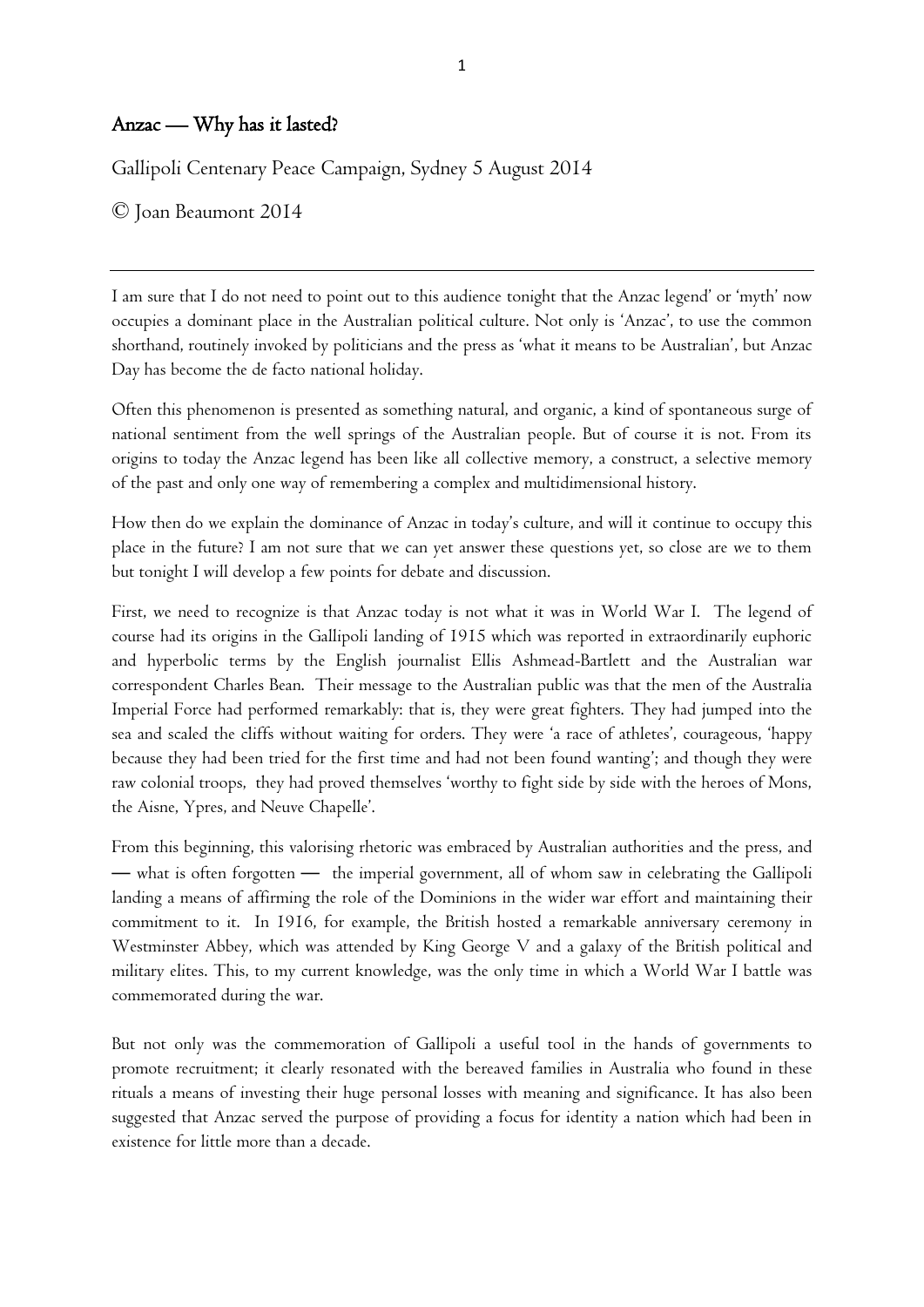# Anzac — Why has it lasted?

Gallipoli Centenary Peace Campaign, Sydney 5 August 2014

© Joan Beaumont 2014

---

I am sure that I do not need to point out to this audience tonight that the Anzac legend' or 'myth' now occupies a dominant place in the Australian political culture. Not only is 'Anzac', to use the common shorthand, routinely invoked by politicians and the press as 'what it means to be Australian', but Anzac Day has become the de facto national holiday.

Often this phenomenon is presented as something natural, and organic, a kind of spontaneous surge of national sentiment from the well springs of the Australian people. But of course it is not. From its origins to today the Anzac legend has been like all collective memory, a construct, a selective memory of the past and only one way of remembering a complex and multidimensional history.

How then do we explain the dominance of Anzac in today's culture, and will it continue to occupy this place in the future? I am not sure that we can yet answer these questions yet, so close are we to them but tonight I will develop a few points for debate and discussion.

First, we need to recognize is that Anzac today is not what it was in World War I. The legend of course had its origins in the Gallipoli landing of 1915 which was reported in extraordinarily euphoric and hyperbolic terms by the English journalist Ellis Ashmead-Bartlett and the Australian war correspondent Charles Bean. Their message to the Australian public was that the men of the Australia Imperial Force had performed remarkably: that is, they were great fighters. They had jumped into the sea and scaled the cliffs without waiting for orders. They were 'a race of athletes', courageous, 'happy because they had been tried for the first time and had not been found wanting'; and though they were raw colonial troops, they had proved themselves 'worthy to fight side by side with the heroes of Mons, the Aisne, Ypres, and Neuve Chapelle'.

From this beginning, this valorising rhetoric was embraced by Australian authorities and the press, and — what is often forgotten — the imperial government, all of whom saw in celebrating the Gallipoli landing a means of affirming the role of the Dominions in the wider war effort and maintaining their commitment to it. In 1916, for example, the British hosted a remarkable anniversary ceremony in Westminster Abbey, which was attended by King George V and a galaxy of the British political and military elites. This, to my current knowledge, was the only time in which a World War I battle was commemorated during the war.

But not only was the commemoration of Gallipoli a useful tool in the hands of governments to promote recruitment; it clearly resonated with the bereaved families in Australia who found in these rituals a means of investing their huge personal losses with meaning and significance. It has also been suggested that Anzac served the purpose of providing a focus for identity a nation which had been in existence for little more than a decade.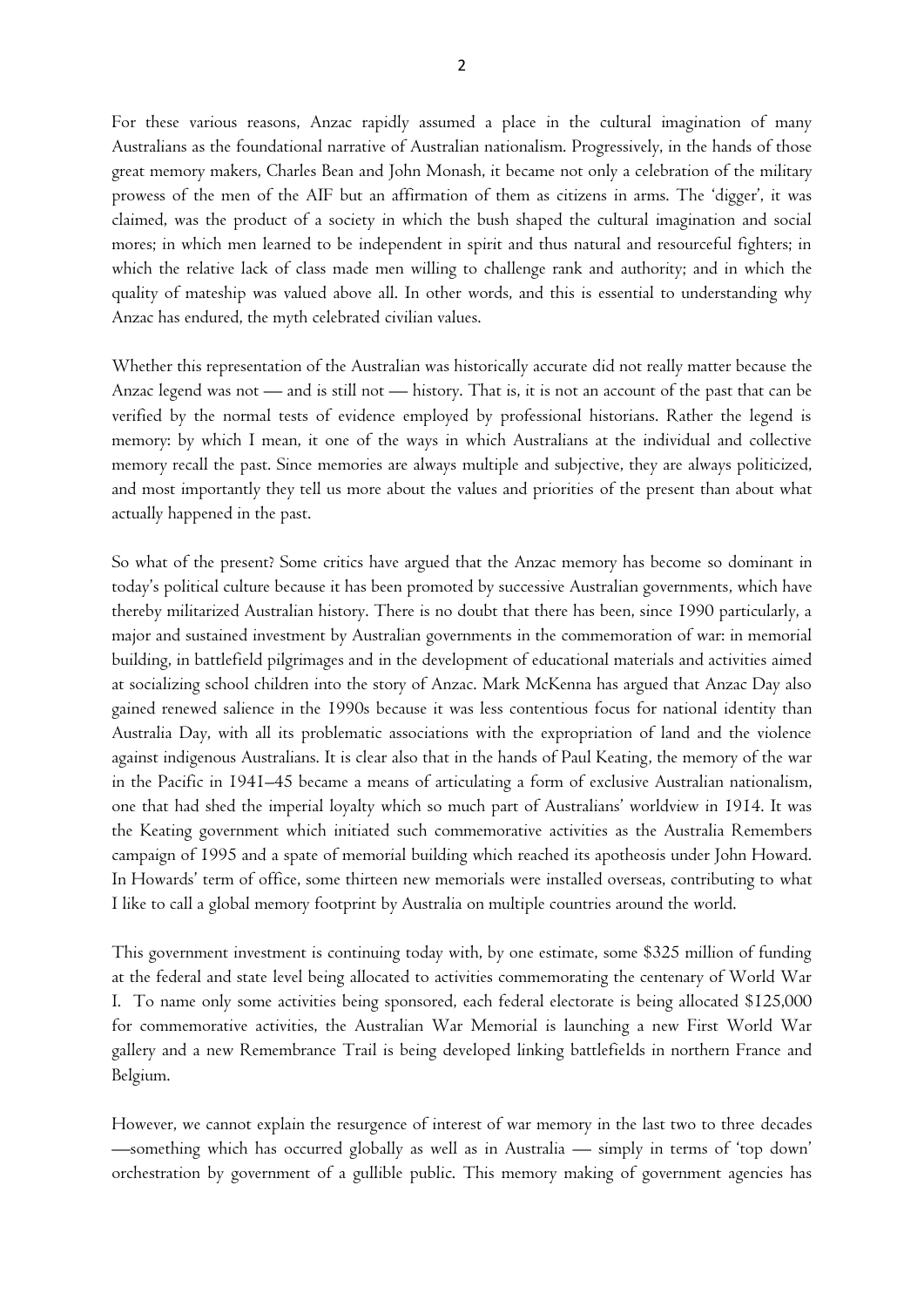For these various reasons, Anzac rapidly assumed a place in the cultural imagination of many Australians as the foundational narrative of Australian nationalism. Progressively, in the hands of those great memory makers, Charles Bean and John Monash, it became not only a celebration of the military prowess of the men of the AIF but an affirmation of them as citizens in arms. The 'digger', it was claimed, was the product of a society in which the bush shaped the cultural imagination and social mores; in which men learned to be independent in spirit and thus natural and resourceful fighters; in which the relative lack of class made men willing to challenge rank and authority; and in which the quality of mateship was valued above all. In other words, and this is essential to understanding why Anzac has endured, the myth celebrated civilian values.

Whether this representation of the Australian was historically accurate did not really matter because the Anzac legend was not — and is still not — history. That is, it is not an account of the past that can be verified by the normal tests of evidence employed by professional historians. Rather the legend is memory: by which I mean, it one of the ways in which Australians at the individual and collective memory recall the past. Since memories are always multiple and subjective, they are always politicized, and most importantly they tell us more about the values and priorities of the present than about what actually happened in the past.

So what of the present? Some critics have argued that the Anzac memory has become so dominant in today's political culture because it has been promoted by successive Australian governments, which have thereby militarized Australian history. There is no doubt that there has been, since 1990 particularly, a major and sustained investment by Australian governments in the commemoration of war: in memorial building, in battlefield pilgrimages and in the development of educational materials and activities aimed at socializing school children into the story of Anzac. Mark McKenna has argued that Anzac Day also gained renewed salience in the 1990s because it was less contentious focus for national identity than Australia Day, with all its problematic associations with the expropriation of land and the violence against indigenous Australians. It is clear also that in the hands of Paul Keating, the memory of the war in the Pacific in 1941–45 became a means of articulating a form of exclusive Australian nationalism, one that had shed the imperial loyalty which so much part of Australians' worldview in 1914. It was the Keating government which initiated such commemorative activities as the Australia Remembers campaign of 1995 and a spate of memorial building which reached its apotheosis under John Howard. In Howards' term of office, some thirteen new memorials were installed overseas, contributing to what I like to call a global memory footprint by Australia on multiple countries around the world.

This government investment is continuing today with, by one estimate, some $325 million of funding at the federal and state level being allocated to activities commemorating the centenary of World War I. To name only some activities being sponsored, each federal electorate is being allocated $125,000 for commemorative activities, the Australian War Memorial is launching a new First World War gallery and a new Remembrance Trail is being developed linking battlefields in northern France and Belgium.

However, we cannot explain the resurgence of interest of war memory in the last two to three decades —something which has occurred globally as well as in Australia — simply in terms of 'top down' orchestration by government of a gullible public. This memory making of government agencies has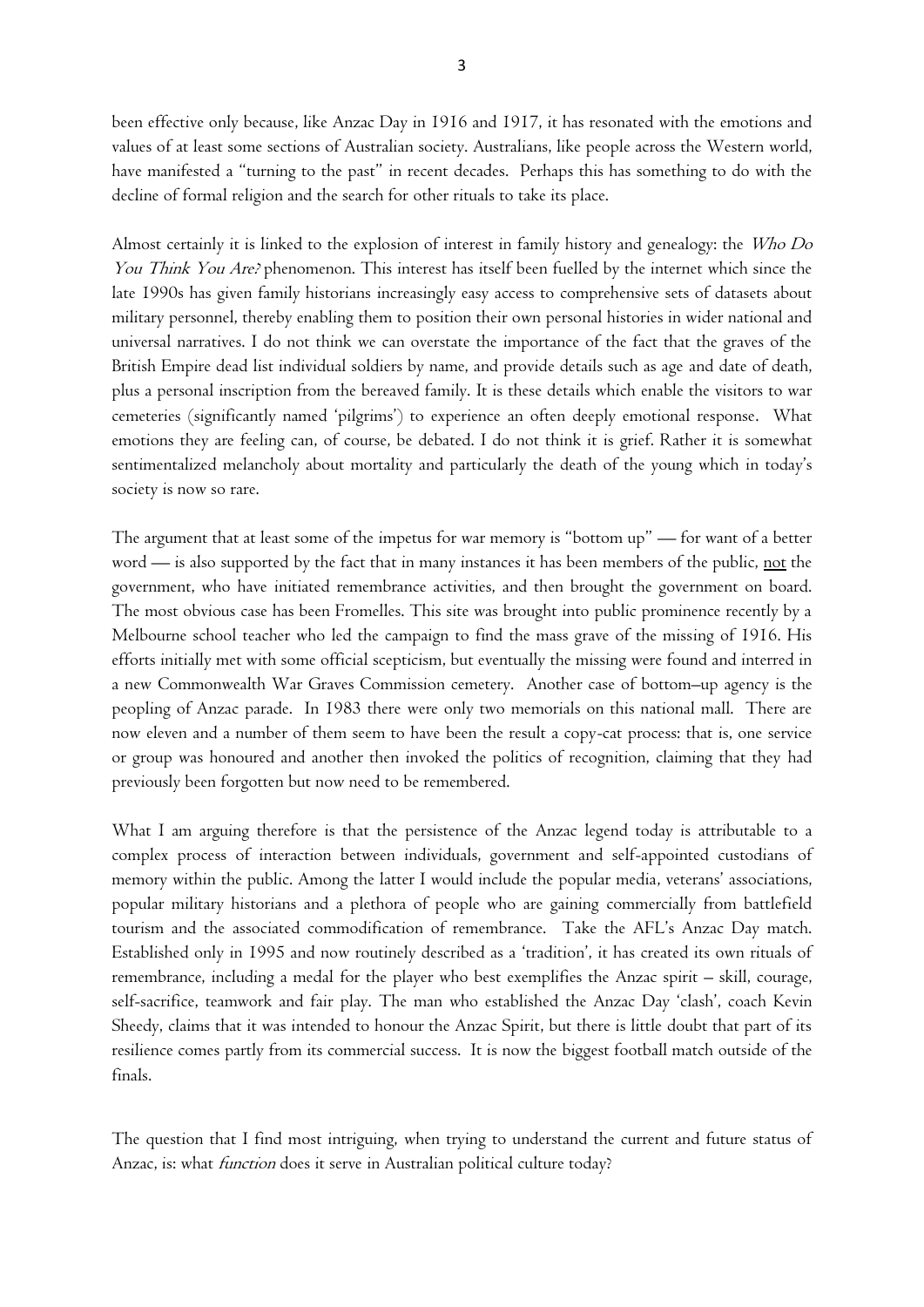been effective only because, like Anzac Day in 1916 and 1917, it has resonated with the emotions and values of at least some sections of Australian society. Australians, like people across the Western world, have manifested a "turning to the past" in recent decades. Perhaps this has something to do with the decline of formal religion and the search for other rituals to take its place.

Almost certainly it is linked to the explosion of interest in family history and genealogy: the *Who Do You Think You Are?* phenomenon. This interest has itself been fuelled by the internet which since the late 1990s has given family historians increasingly easy access to comprehensive sets of datasets about military personnel, thereby enabling them to position their own personal histories in wider national and universal narratives. I do not think we can overstate the importance of the fact that the graves of the British Empire dead list individual soldiers by name, and provide details such as age and date of death, plus a personal inscription from the bereaved family. It is these details which enable the visitors to war cemeteries (significantly named 'pilgrims') to experience an often deeply emotional response. What emotions they are feeling can, of course, be debated. I do not think it is grief. Rather it is somewhat sentimentalized melancholy about mortality and particularly the death of the young which in today's society is now so rare.

The argument that at least some of the impetus for war memory is "bottom up" — for want of a better word — is also supported by the fact that in many instances it has been members of the public, <u>not</u> the government, who have initiated remembrance activities, and then brought the government on board. The most obvious case has been Fromelles. This site was brought into public prominence recently by a Melbourne school teacher who led the campaign to find the mass grave of the missing of 1916. His efforts initially met with some official scepticism, but eventually the missing were found and interred in a new Commonwealth War Graves Commission cemetery. Another case of bottom–up agency is the peopling of Anzac parade. In 1983 there were only two memorials on this national mall. There are now eleven and a number of them seem to have been the result a copy-cat process: that is, one service or group was honoured and another then invoked the politics of recognition, claiming that they had previously been forgotten but now need to be remembered.

What I am arguing therefore is that the persistence of the Anzac legend today is attributable to a complex process of interaction between individuals, government and self-appointed custodians of memory within the public. Among the latter I would include the popular media, veterans' associations, popular military historians and a plethora of people who are gaining commercially from battlefield tourism and the associated commodification of remembrance. Take the AFL's Anzac Day match. Established only in 1995 and now routinely described as a 'tradition', it has created its own rituals of remembrance, including a medal for the player who best exemplifies the Anzac spirit – skill, courage, self-sacrifice, teamwork and fair play. The man who established the Anzac Day 'clash', coach Kevin Sheedy, claims that it was intended to honour the Anzac Spirit, but there is little doubt that part of its resilience comes partly from its commercial success. It is now the biggest football match outside of the finals.

The question that I find most intriguing, when trying to understand the current and future status of Anzac, is: what *function* does it serve in Australian political culture today?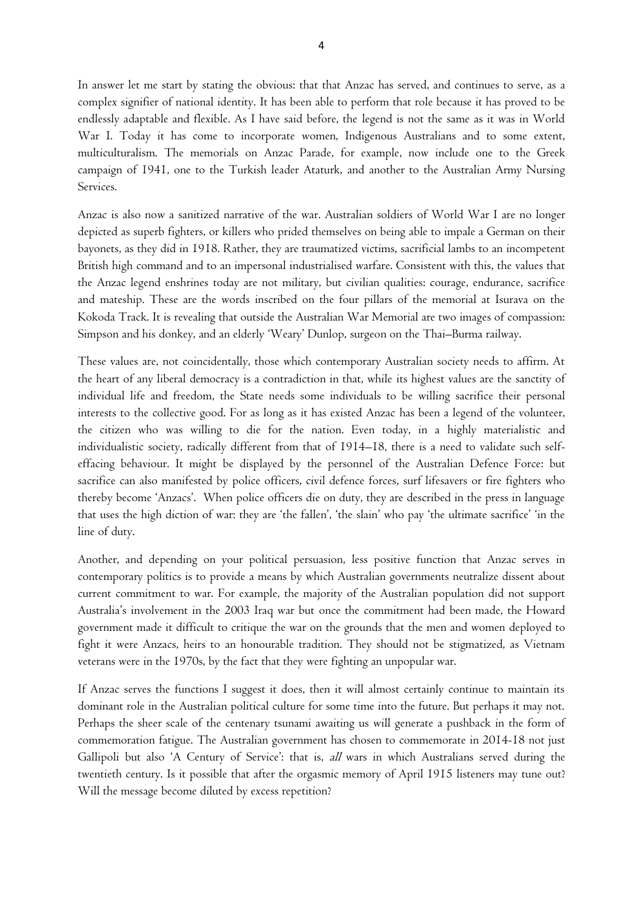In answer let me start by stating the obvious: that that Anzac has served, and continues to serve, as a complex signifier of national identity. It has been able to perform that role because it has proved to be endlessly adaptable and flexible. As I have said before, the legend is not the same as it was in World War I. Today it has come to incorporate women, Indigenous Australians and to some extent, multiculturalism. The memorials on Anzac Parade, for example, now include one to the Greek campaign of 1941, one to the Turkish leader Ataturk, and another to the Australian Army Nursing Services.

Anzac is also now a sanitized narrative of the war. Australian soldiers of World War I are no longer depicted as superb fighters, or killers who prided themselves on being able to impale a German on their bayonets, as they did in 1918. Rather, they are traumatized victims, sacrificial lambs to an incompetent British high command and to an impersonal industrialised warfare. Consistent with this, the values that the Anzac legend enshrines today are not military, but civilian qualities: courage, endurance, sacrifice and mateship. These are the words inscribed on the four pillars of the memorial at Isurava on the Kokoda Track. It is revealing that outside the Australian War Memorial are two images of compassion: Simpson and his donkey, and an elderly 'Weary' Dunlop, surgeon on the Thai–Burma railway.

These values are, not coincidentally, those which contemporary Australian society needs to affirm. At the heart of any liberal democracy is a contradiction in that, while its highest values are the sanctity of individual life and freedom, the State needs some individuals to be willing sacrifice their personal interests to the collective good. For as long as it has existed Anzac has been a legend of the volunteer, the citizen who was willing to die for the nation. Even today, in a highly materialistic and individualistic society, radically different from that of 1914–18, there is a need to validate such self-effacing behaviour. It might be displayed by the personnel of the Australian Defence Force: but sacrifice can also manifested by police officers, civil defence forces, surf lifesavers or fire fighters who thereby become 'Anzacs'. When police officers die on duty, they are described in the press in language that uses the high diction of war: they are 'the fallen', 'the slain' who pay 'the ultimate sacrifice' 'in the line of duty.

Another, and depending on your political persuasion, less positive function that Anzac serves in contemporary politics is to provide a means by which Australian governments neutralize dissent about current commitment to war. For example, the majority of the Australian population did not support Australia's involvement in the 2003 Iraq war but once the commitment had been made, the Howard government made it difficult to critique the war on the grounds that the men and women deployed to fight it were Anzacs, heirs to an honourable tradition. They should not be stigmatized, as Vietnam veterans were in the 1970s, by the fact that they were fighting an unpopular war.

If Anzac serves the functions I suggest it does, then it will almost certainly continue to maintain its dominant role in the Australian political culture for some time into the future. But perhaps it may not. Perhaps the sheer scale of the centenary tsunami awaiting us will generate a pushback in the form of commemoration fatigue. The Australian government has chosen to commemorate in 2014-18 not just Gallipoli but also 'A Century of Service': that is, *all* wars in which Australians served during the twentieth century. Is it possible that after the orgasmic memory of April 1915 listeners may tune out? Will the message become diluted by excess repetition?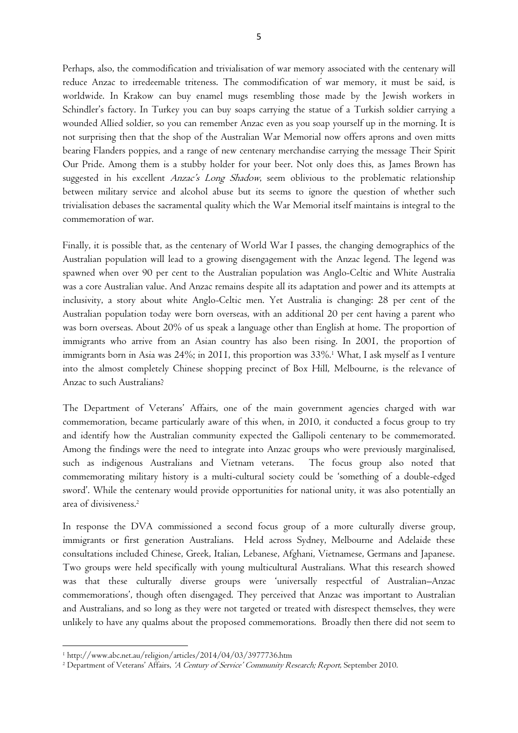Perhaps, also, the commodification and trivialisation of war memory associated with the centenary will reduce Anzac to irredeemable triteness. The commodification of war memory, it must be said, is worldwide. In Krakow can buy enamel mugs resembling those made by the Jewish workers in Schindler's factory. In Turkey you can buy soaps carrying the statue of a Turkish soldier carrying a wounded Allied soldier, so you can remember Anzac even as you soap yourself up in the morning. It is not surprising then that the shop of the Australian War Memorial now offers aprons and oven mitts bearing Flanders poppies, and a range of new centenary merchandise carrying the message Their Spirit Our Pride. Among them is a stubby holder for your beer. Not only does this, as James Brown has suggested in his excellent *Anzac's Long Shadow*, seem oblivious to the problematic relationship between military service and alcohol abuse but its seems to ignore the question of whether such trivialisation debases the sacramental quality which the War Memorial itself maintains is integral to the commemoration of war.

Finally, it is possible that, as the centenary of World War I passes, the changing demographics of the Australian population will lead to a growing disengagement with the Anzac legend. The legend was spawned when over 90 per cent to the Australian population was Anglo-Celtic and White Australia was a core Australian value. And Anzac remains despite all its adaptation and power and its attempts at inclusivity, a story about white Anglo-Celtic men. Yet Australia is changing: 28 per cent of the Australian population today were born overseas, with an additional 20 per cent having a parent who was born overseas. About 20% of us speak a language other than English at home. The proportion of immigrants who arrive from an Asian country has also been rising. In 2001, the proportion of immigrants born in Asia was 24%; in 2011, this proportion was 33%.[1] What, I ask myself as I venture into the almost completely Chinese shopping precinct of Box Hill, Melbourne, is the relevance of Anzac to such Australians?

The Department of Veterans' Affairs, one of the main government agencies charged with war commemoration, became particularly aware of this when, in 2010, it conducted a focus group to try and identify how the Australian community expected the Gallipoli centenary to be commemorated. Among the findings were the need to integrate into Anzac groups who were previously marginalised, such as indigenous Australians and Vietnam veterans. The focus group also noted that commemorating military history is a multi-cultural society could be 'something of a double-edged sword'. While the centenary would provide opportunities for national unity, it was also potentially an area of divisiveness.[2]

In response the DVA commissioned a second focus group of a more culturally diverse group, immigrants or first generation Australians. Held across Sydney, Melbourne and Adelaide these consultations included Chinese, Greek, Italian, Lebanese, Afghani, Vietnamese, Germans and Japanese. Two groups were held specifically with young multicultural Australians. What this research showed was that these culturally diverse groups were 'universally respectful of Australian–Anzac commemorations', though often disengaged. They perceived that Anzac was important to Australian and Australians, and so long as they were not targeted or treated with disrespect themselves, they were unlikely to have any qualms about the proposed commemorations. Broadly then there did not seem to

---

[1] http://www.abc.net.au/religion/articles/2014/04/03/3977736.htm

[2] Department of Veterans' Affairs, *'A Century of Service' Community Research; Report*, September 2010.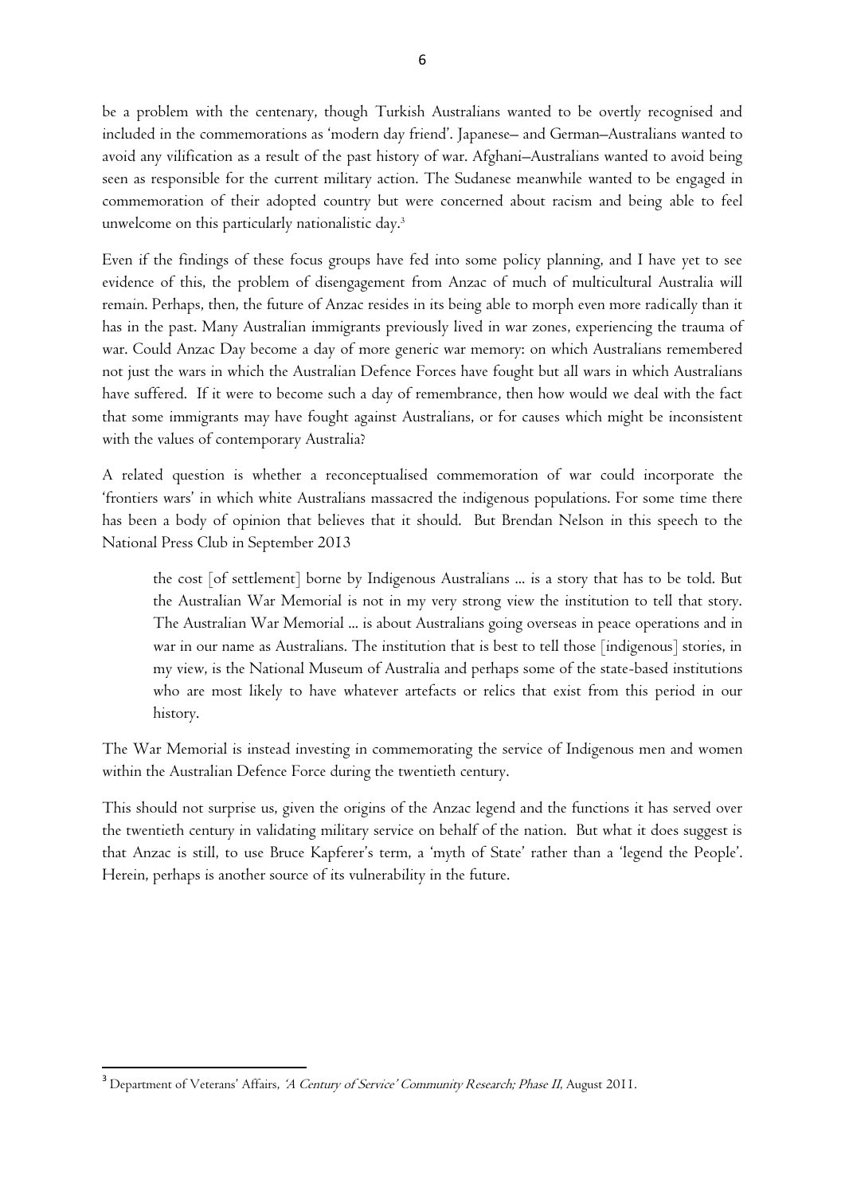be a problem with the centenary, though Turkish Australians wanted to be overtly recognised and included in the commemorations as 'modern day friend'. Japanese– and German–Australians wanted to avoid any vilification as a result of the past history of war. Afghani–Australians wanted to avoid being seen as responsible for the current military action. The Sudanese meanwhile wanted to be engaged in commemoration of their adopted country but were concerned about racism and being able to feel unwelcome on this particularly nationalistic day.[3]

Even if the findings of these focus groups have fed into some policy planning, and I have yet to see evidence of this, the problem of disengagement from Anzac of much of multicultural Australia will remain. Perhaps, then, the future of Anzac resides in its being able to morph even more radically than it has in the past. Many Australian immigrants previously lived in war zones, experiencing the trauma of war. Could Anzac Day become a day of more generic war memory: on which Australians remembered not just the wars in which the Australian Defence Forces have fought but all wars in which Australians have suffered. If it were to become such a day of remembrance, then how would we deal with the fact that some immigrants may have fought against Australians, or for causes which might be inconsistent with the values of contemporary Australia?

A related question is whether a reconceptualised commemoration of war could incorporate the 'frontiers wars' in which white Australians massacred the indigenous populations. For some time there has been a body of opinion that believes that it should. But Brendan Nelson in this speech to the National Press Club in September 2013

> the cost [of settlement] borne by Indigenous Australians ... is a story that has to be told. But the Australian War Memorial is not in my very strong view the institution to tell that story. The Australian War Memorial ... is about Australians going overseas in peace operations and in war in our name as Australians. The institution that is best to tell those [indigenous] stories, in my view, is the National Museum of Australia and perhaps some of the state-based institutions who are most likely to have whatever artefacts or relics that exist from this period in our history.

The War Memorial is instead investing in commemorating the service of Indigenous men and women within the Australian Defence Force during the twentieth century.

This should not surprise us, given the origins of the Anzac legend and the functions it has served over the twentieth century in validating military service on behalf of the nation. But what it does suggest is that Anzac is still, to use Bruce Kapferer's term, a 'myth of State' rather than a 'legend the People'. Herein, perhaps is another source of its vulnerability in the future.

---

[3] Department of Veterans' Affairs, *'A Century of Service' Community Research; Phase II*, August 2011.